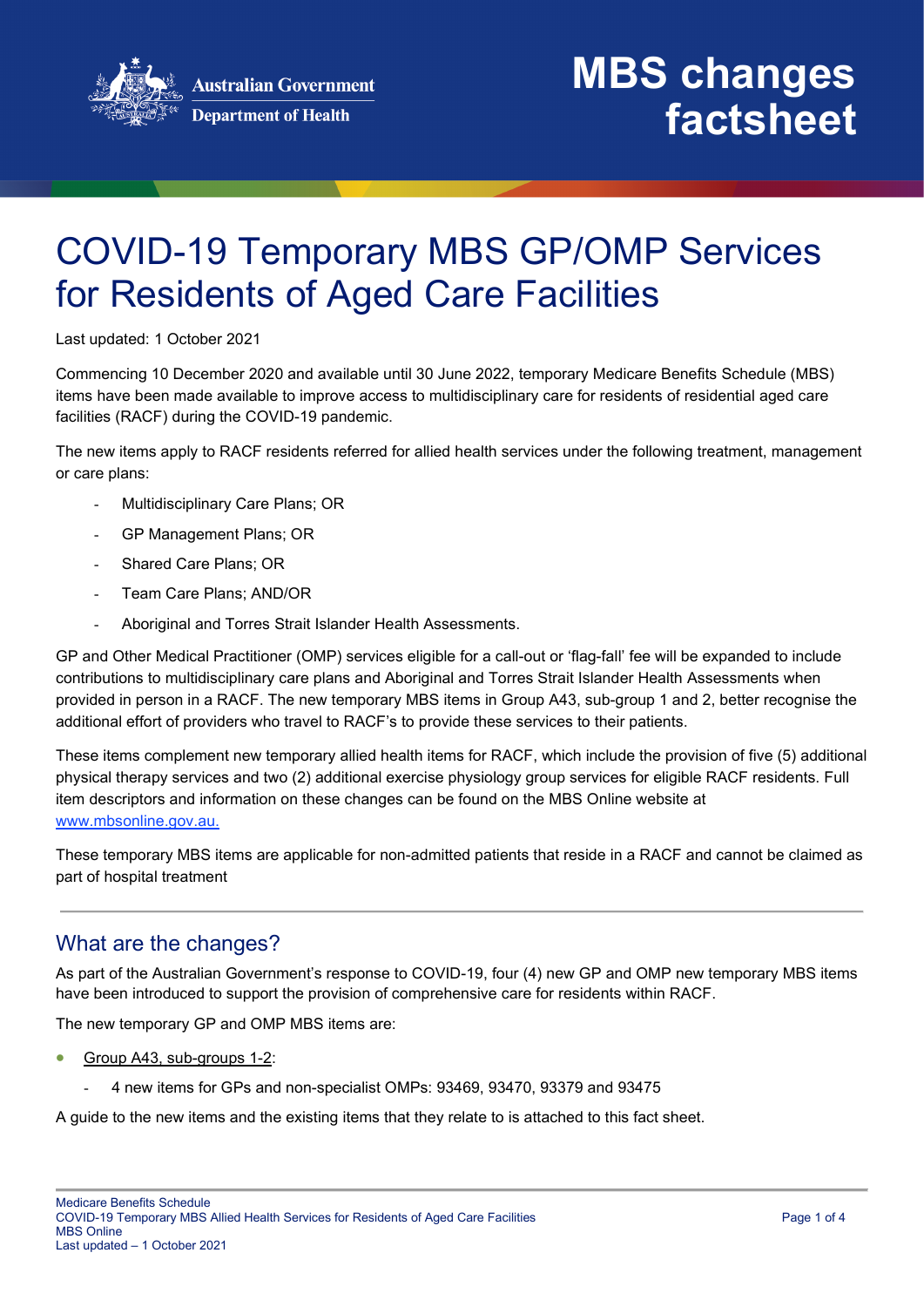# COVID-19 Temporary MBS GP/OMP Services for Residents of Aged Care Facilities

Last updated: 1 October 2021

Commencing 10 December 2020 and available until 30 June 2022, temporary Medicare Benefits Schedule (MBS) items have been made available to improve access to multidisciplinary care for residents of residential aged care facilities (RACF) during the COVID-19 pandemic.

The new items apply to RACF residents referred for allied health services under the following treatment, management or care plans:

- Multidisciplinary Care Plans; OR
- GP Management Plans; OR
- Shared Care Plans; OR
- Team Care Plans; AND/OR
- Aboriginal and Torres Strait Islander Health Assessments.

GP and Other Medical Practitioner (OMP) services eligible for a call-out or 'flag-fall' fee will be expanded to include contributions to multidisciplinary care plans and Aboriginal and Torres Strait Islander Health Assessments when provided in person in a RACF. The new temporary MBS items in Group A43, sub-group 1 and 2, better recognise the additional effort of providers who travel to RACF's to provide these services to their patients.

These items complement new temporary allied health items for RACF, which include the provision of five (5) additional physical therapy services and two (2) additional exercise physiology group services for eligible RACF residents. Full item descriptors and information on these changes can be found on the MBS Online website at www.mbsonline.gov.au.

These temporary MBS items are applicable for non-admitted patients that reside in a RACF and cannot be claimed as part of hospital treatment

## What are the changes?

As part of the Australian Government's response to COVID-19, four (4) new GP and OMP new temporary MBS items have been introduced to support the provision of comprehensive care for residents within RACF.

The new temporary GP and OMP MBS items are:

- Group A43, sub-groups 1-2:
  - 4 new items for GPs and non-specialist OMPs: 93469, 93470, 93379 and 93475

A guide to the new items and the existing items that they relate to is attached to this fact sheet.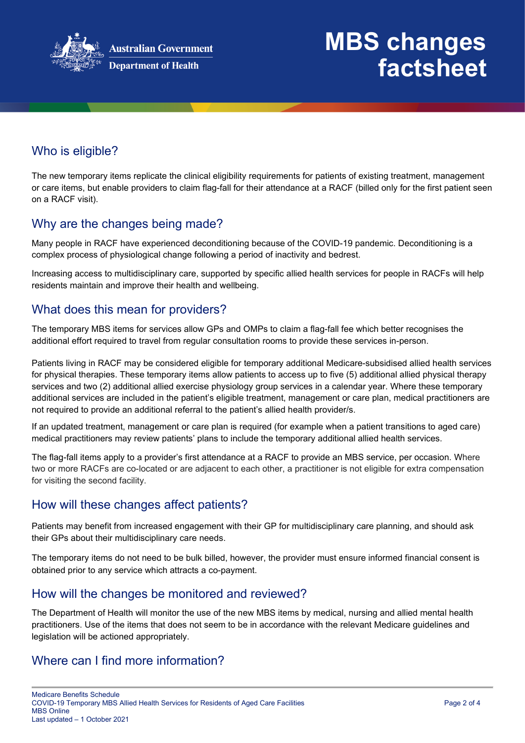## Who is eligible?

The new temporary items replicate the clinical eligibility requirements for patients of existing treatment, management or care items, but enable providers to claim flag-fall for their attendance at a RACF (billed only for the first patient seen on a RACF visit).

## Why are the changes being made?

Many people in RACF have experienced deconditioning because of the COVID-19 pandemic. Deconditioning is a complex process of physiological change following a period of inactivity and bedrest.

Increasing access to multidisciplinary care, supported by specific allied health services for people in RACFs will help residents maintain and improve their health and wellbeing.

## What does this mean for providers?

The temporary MBS items for services allow GPs and OMPs to claim a flag-fall fee which better recognises the additional effort required to travel from regular consultation rooms to provide these services in-person.

Patients living in RACF may be considered eligible for temporary additional Medicare-subsidised allied health services for physical therapies. These temporary items allow patients to access up to five (5) additional allied physical therapy services and two (2) additional allied exercise physiology group services in a calendar year. Where these temporary additional services are included in the patient's eligible treatment, management or care plan, medical practitioners are not required to provide an additional referral to the patient's allied health provider/s.

If an updated treatment, management or care plan is required (for example when a patient transitions to aged care) medical practitioners may review patients' plans to include the temporary additional allied health services.

The flag-fall items apply to a provider's first attendance at a RACF to provide an MBS service, per occasion. Where two or more RACFs are co-located or are adjacent to each other, a practitioner is not eligible for extra compensation for visiting the second facility.

## How will these changes affect patients?

Patients may benefit from increased engagement with their GP for multidisciplinary care planning, and should ask their GPs about their multidisciplinary care needs.

The temporary items do not need to be bulk billed, however, the provider must ensure informed financial consent is obtained prior to any service which attracts a co-payment.

## How will the changes be monitored and reviewed?

The Department of Health will monitor the use of the new MBS items by medical, nursing and allied mental health practitioners. Use of the items that does not seem to be in accordance with the relevant Medicare guidelines and legislation will be actioned appropriately.

## Where can I find more information?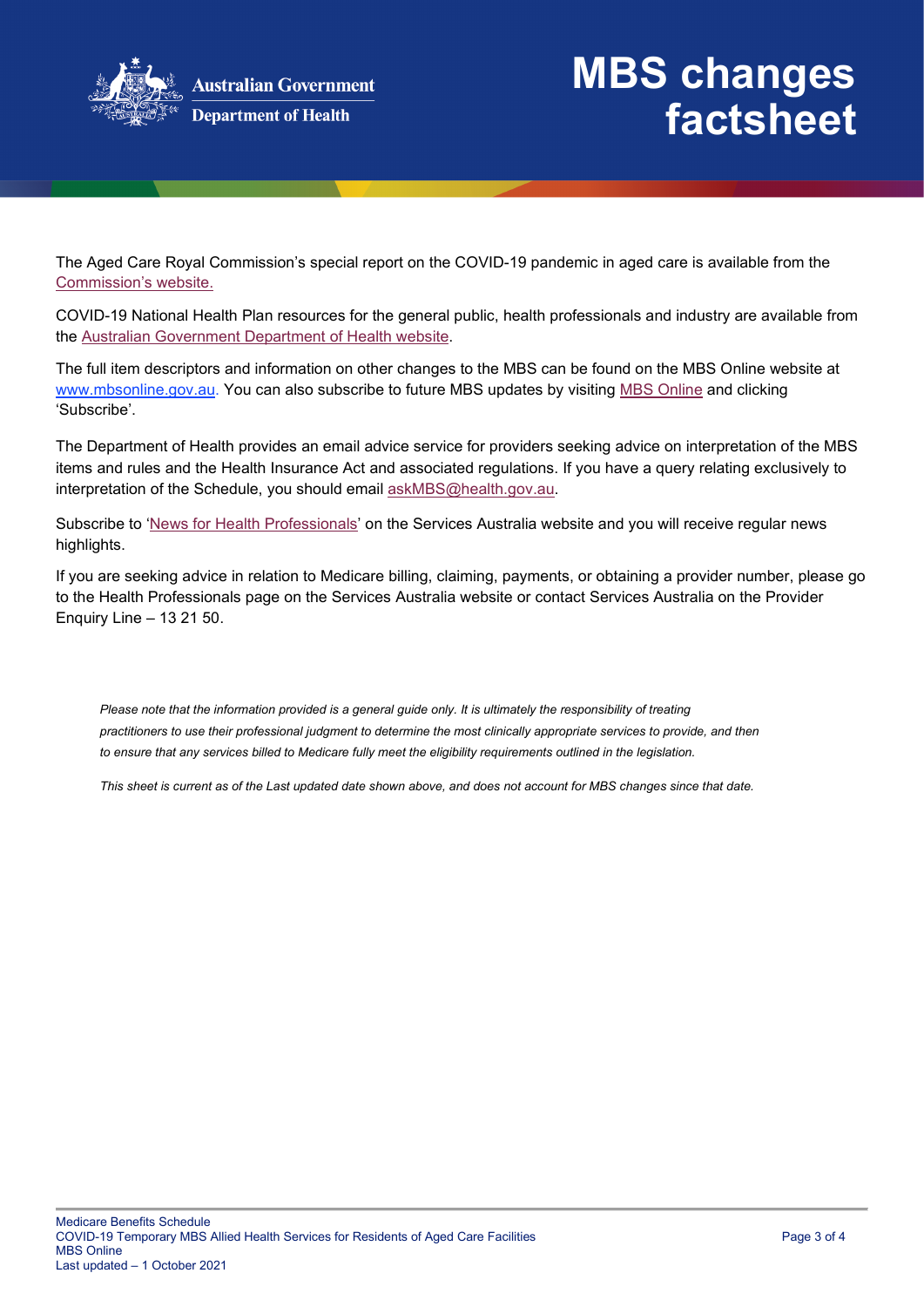The Aged Care Royal Commission's special report on the COVID-19 pandemic in aged care is available from the Commission's website.

COVID-19 National Health Plan resources for the general public, health professionals and industry are available from the Australian Government Department of Health website.

The full item descriptors and information on other changes to the MBS can be found on the MBS Online website at www.mbsonline.gov.au. You can also subscribe to future MBS updates by visiting MBS Online and clicking 'Subscribe'.

The Department of Health provides an email advice service for providers seeking advice on interpretation of the MBS items and rules and the Health Insurance Act and associated regulations. If you have a query relating exclusively to interpretation of the Schedule, you should email askMBS@health.gov.au.

Subscribe to 'News for Health Professionals' on the Services Australia website and you will receive regular news highlights.

If you are seeking advice in relation to Medicare billing, claiming, payments, or obtaining a provider number, please go to the Health Professionals page on the Services Australia website or contact Services Australia on the Provider Enquiry Line – 13 21 50.

*Please note that the information provided is a general guide only. It is ultimately the responsibility of treating practitioners to use their professional judgment to determine the most clinically appropriate services to provide, and then to ensure that any services billed to Medicare fully meet the eligibility requirements outlined in the legislation.*

*This sheet is current as of the Last updated date shown above, and does not account for MBS changes since that date.*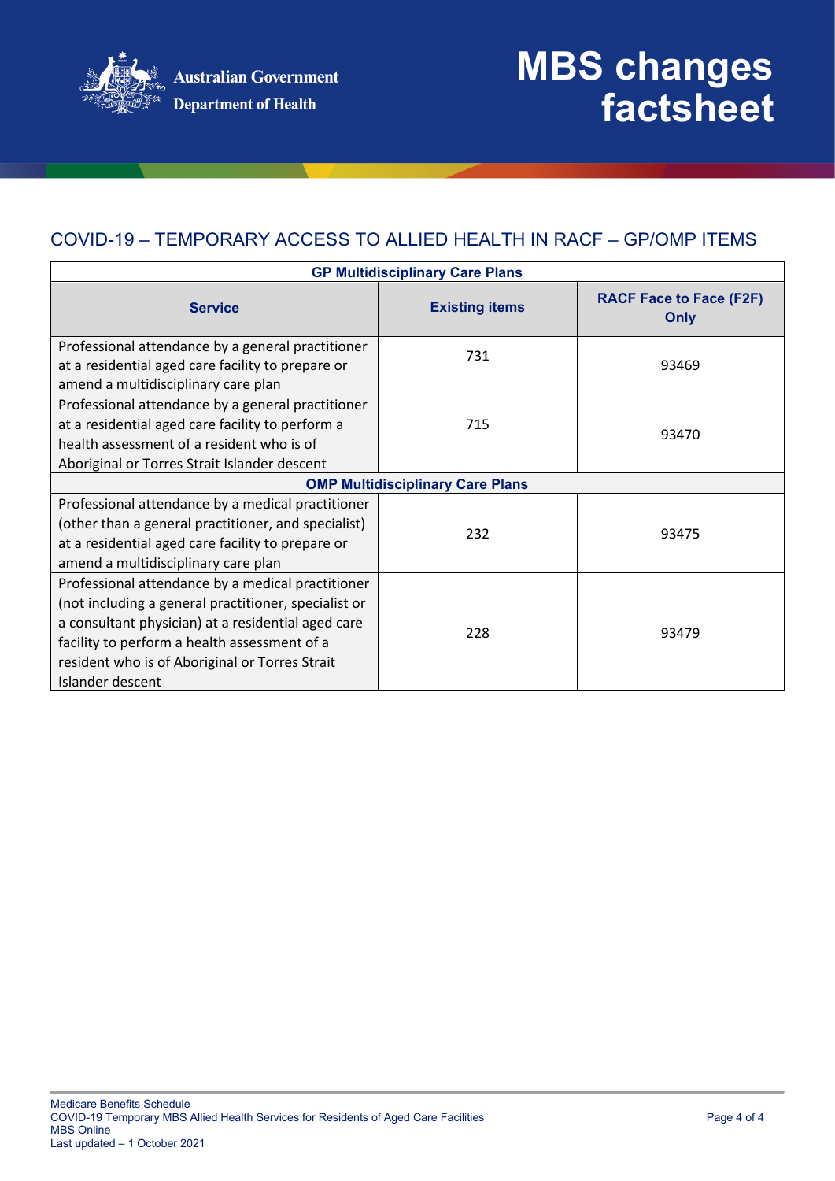## COVID-19 – TEMPORARY ACCESS TO ALLIED HEALTH IN RACF – GP/OMP ITEMS

| GP Multidisciplinary Care Plans | | |
|---|---|---|
| **Service** | **Existing items** | **RACF Face to Face (F2F) Only** |
| Professional attendance by a general practitioner at a residential aged care facility to prepare or amend a multidisciplinary care plan | 731 | 93469 |
| Professional attendance by a general practitioner at a residential aged care facility to perform a health assessment of a resident who is of Aboriginal or Torres Strait Islander descent | 715 | 93470 |
| **OMP Multidisciplinary Care Plans** | | |
| Professional attendance by a medical practitioner (other than a general practitioner, and specialist) at a residential aged care facility to prepare or amend a multidisciplinary care plan | 232 | 93475 |
| Professional attendance by a medical practitioner (not including a general practitioner, specialist or a consultant physician) at a residential aged care facility to perform a health assessment of a resident who is of Aboriginal or Torres Strait Islander descent | 228 | 93479 |